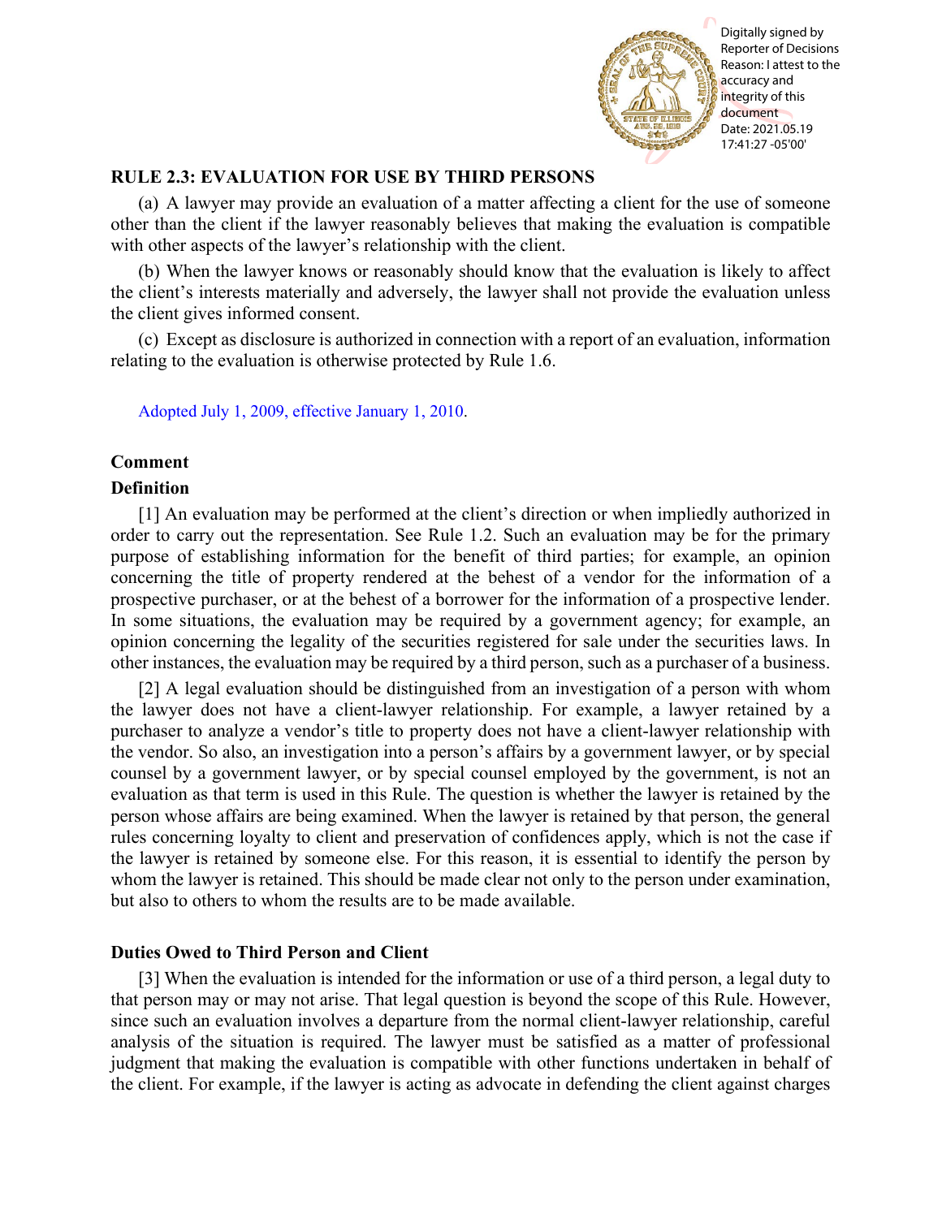## RULE 2.3: EVALUATION FOR USE BY THIRD PERSONS

(a) A lawyer may provide an evaluation of a matter affecting a client for the use of someone other than the client if the lawyer reasonably believes that making the evaluation is compatible with other aspects of the lawyer's relationship with the client.

(b) When the lawyer knows or reasonably should know that the evaluation is likely to affect the client's interests materially and adversely, the lawyer shall not provide the evaluation unless the client gives informed consent.

(c) Except as disclosure is authorized in connection with a report of an evaluation, information relating to the evaluation is otherwise protected by Rule 1.6.

Adopted July 1, 2009, effective January 1, 2010.

### Comment

### Definition

[1] An evaluation may be performed at the client's direction or when impliedly authorized in order to carry out the representation. See Rule 1.2. Such an evaluation may be for the primary purpose of establishing information for the benefit of third parties; for example, an opinion concerning the title of property rendered at the behest of a vendor for the information of a prospective purchaser, or at the behest of a borrower for the information of a prospective lender. In some situations, the evaluation may be required by a government agency; for example, an opinion concerning the legality of the securities registered for sale under the securities laws. In other instances, the evaluation may be required by a third person, such as a purchaser of a business.

[2] A legal evaluation should be distinguished from an investigation of a person with whom the lawyer does not have a client-lawyer relationship. For example, a lawyer retained by a purchaser to analyze a vendor's title to property does not have a client-lawyer relationship with the vendor. So also, an investigation into a person's affairs by a government lawyer, or by special counsel by a government lawyer, or by special counsel employed by the government, is not an evaluation as that term is used in this Rule. The question is whether the lawyer is retained by the person whose affairs are being examined. When the lawyer is retained by that person, the general rules concerning loyalty to client and preservation of confidences apply, which is not the case if the lawyer is retained by someone else. For this reason, it is essential to identify the person by whom the lawyer is retained. This should be made clear not only to the person under examination, but also to others to whom the results are to be made available.

### Duties Owed to Third Person and Client

[3] When the evaluation is intended for the information or use of a third person, a legal duty to that person may or may not arise. That legal question is beyond the scope of this Rule. However, since such an evaluation involves a departure from the normal client-lawyer relationship, careful analysis of the situation is required. The lawyer must be satisfied as a matter of professional judgment that making the evaluation is compatible with other functions undertaken in behalf of the client. For example, if the lawyer is acting as advocate in defending the client against charges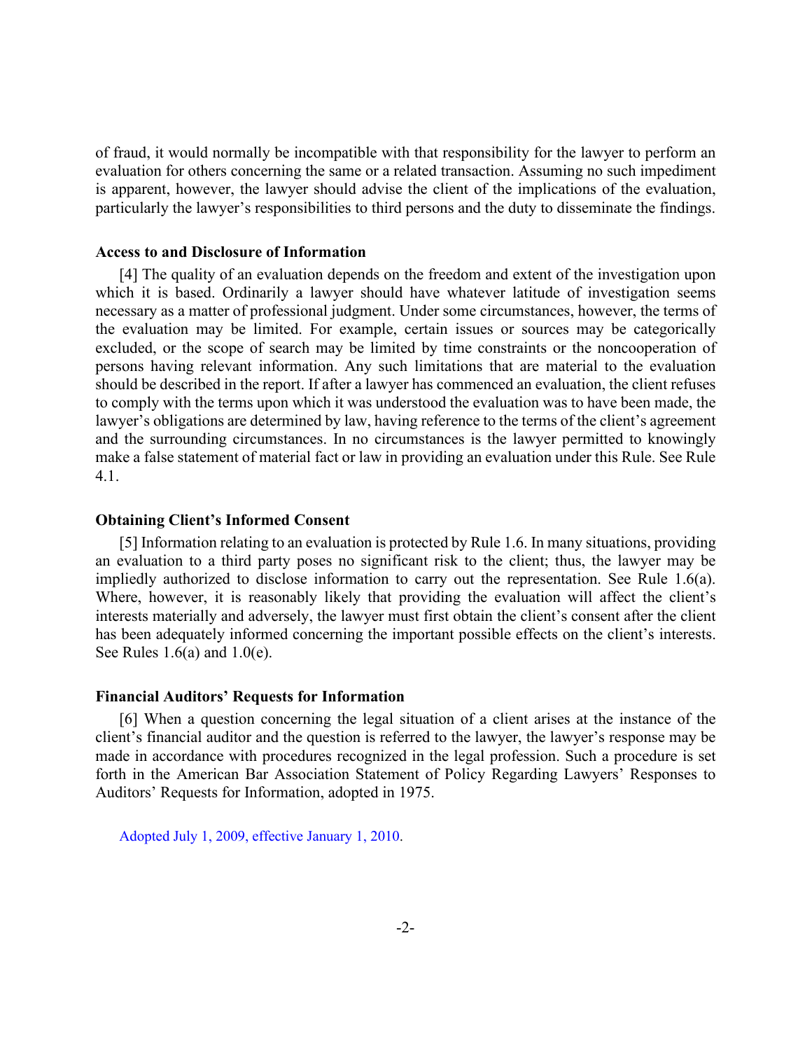of fraud, it would normally be incompatible with that responsibility for the lawyer to perform an evaluation for others concerning the same or a related transaction. Assuming no such impediment is apparent, however, the lawyer should advise the client of the implications of the evaluation, particularly the lawyer's responsibilities to third persons and the duty to disseminate the findings.

**Access to and Disclosure of Information**

[4] The quality of an evaluation depends on the freedom and extent of the investigation upon which it is based. Ordinarily a lawyer should have whatever latitude of investigation seems necessary as a matter of professional judgment. Under some circumstances, however, the terms of the evaluation may be limited. For example, certain issues or sources may be categorically excluded, or the scope of search may be limited by time constraints or the noncooperation of persons having relevant information. Any such limitations that are material to the evaluation should be described in the report. If after a lawyer has commenced an evaluation, the client refuses to comply with the terms upon which it was understood the evaluation was to have been made, the lawyer's obligations are determined by law, having reference to the terms of the client's agreement and the surrounding circumstances. In no circumstances is the lawyer permitted to knowingly make a false statement of material fact or law in providing an evaluation under this Rule. See Rule 4.1.

**Obtaining Client's Informed Consent**

[5] Information relating to an evaluation is protected by Rule 1.6. In many situations, providing an evaluation to a third party poses no significant risk to the client; thus, the lawyer may be impliedly authorized to disclose information to carry out the representation. See Rule 1.6(a). Where, however, it is reasonably likely that providing the evaluation will affect the client's interests materially and adversely, the lawyer must first obtain the client's consent after the client has been adequately informed concerning the important possible effects on the client's interests. See Rules 1.6(a) and 1.0(e).

**Financial Auditors' Requests for Information**

[6] When a question concerning the legal situation of a client arises at the instance of the client's financial auditor and the question is referred to the lawyer, the lawyer's response may be made in accordance with procedures recognized in the legal profession. Such a procedure is set forth in the American Bar Association Statement of Policy Regarding Lawyers' Responses to Auditors' Requests for Information, adopted in 1975.

Adopted July 1, 2009, effective January 1, 2010.